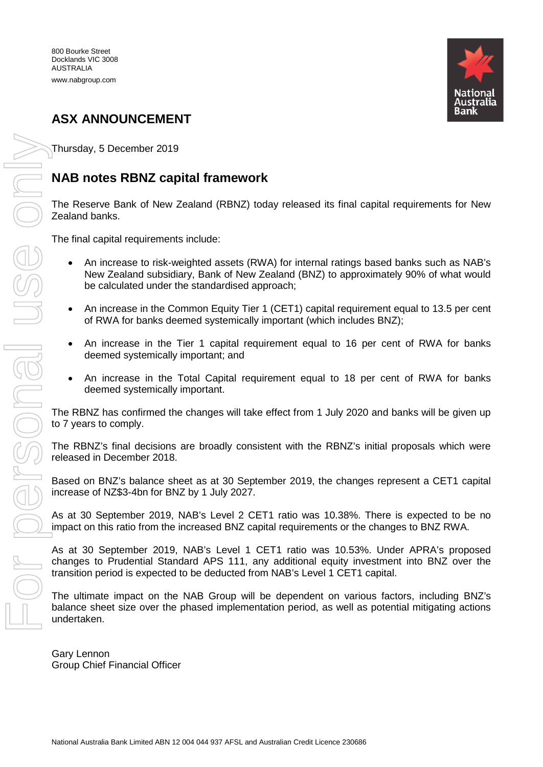800 Bourke Street
Docklands VIC 3008
AUSTRALIA
www.nabgroup.com

National Australia Bank

# ASX ANNOUNCEMENT

Thursday, 5 December 2019

## NAB notes RBNZ capital framework

The Reserve Bank of New Zealand (RBNZ) today released its final capital requirements for New Zealand banks.

The final capital requirements include:

- An increase to risk-weighted assets (RWA) for internal ratings based banks such as NAB's New Zealand subsidiary, Bank of New Zealand (BNZ) to approximately 90% of what would be calculated under the standardised approach;
- An increase in the Common Equity Tier 1 (CET1) capital requirement equal to 13.5 per cent of RWA for banks deemed systemically important (which includes BNZ);
- An increase in the Tier 1 capital requirement equal to 16 per cent of RWA for banks deemed systemically important; and
- An increase in the Total Capital requirement equal to 18 per cent of RWA for banks deemed systemically important.

The RBNZ has confirmed the changes will take effect from 1 July 2020 and banks will be given up to 7 years to comply.

The RBNZ's final decisions are broadly consistent with the RBNZ's initial proposals which were released in December 2018.

Based on BNZ's balance sheet as at 30 September 2019, the changes represent a CET1 capital increase of NZ$3-4bn for BNZ by 1 July 2027.

As at 30 September 2019, NAB's Level 2 CET1 ratio was 10.38%. There is expected to be no impact on this ratio from the increased BNZ capital requirements or the changes to BNZ RWA.

As at 30 September 2019, NAB's Level 1 CET1 ratio was 10.53%. Under APRA's proposed changes to Prudential Standard APS 111, any additional equity investment into BNZ over the transition period is expected to be deducted from NAB's Level 1 CET1 capital.

The ultimate impact on the NAB Group will be dependent on various factors, including BNZ's balance sheet size over the phased implementation period, as well as potential mitigating actions undertaken.

Gary Lennon
Group Chief Financial Officer

National Australia Bank Limited ABN 12 004 044 937 AFSL and Australian Credit Licence 230686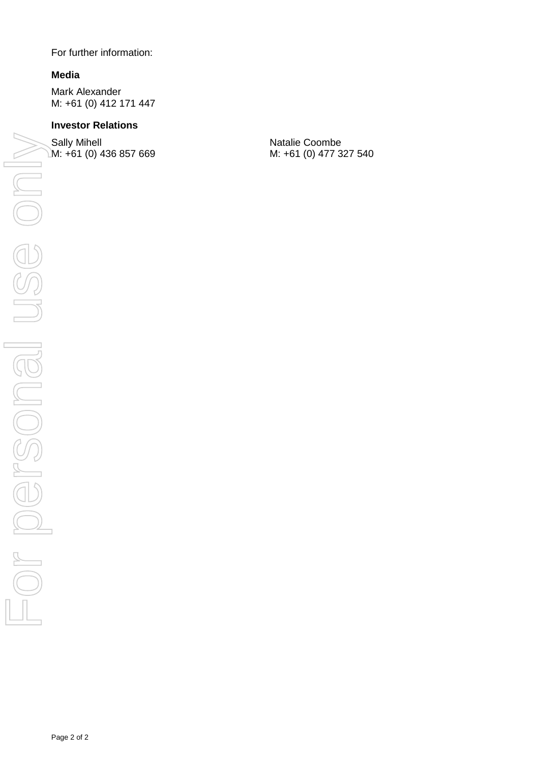For further information:

**Media**

Mark Alexander
M: +61 (0) 412 171 447

**Investor Relations**

Sally Mihell
M: +61 (0) 436 857 669

Natalie Coombe
M: +61 (0) 477 327 540